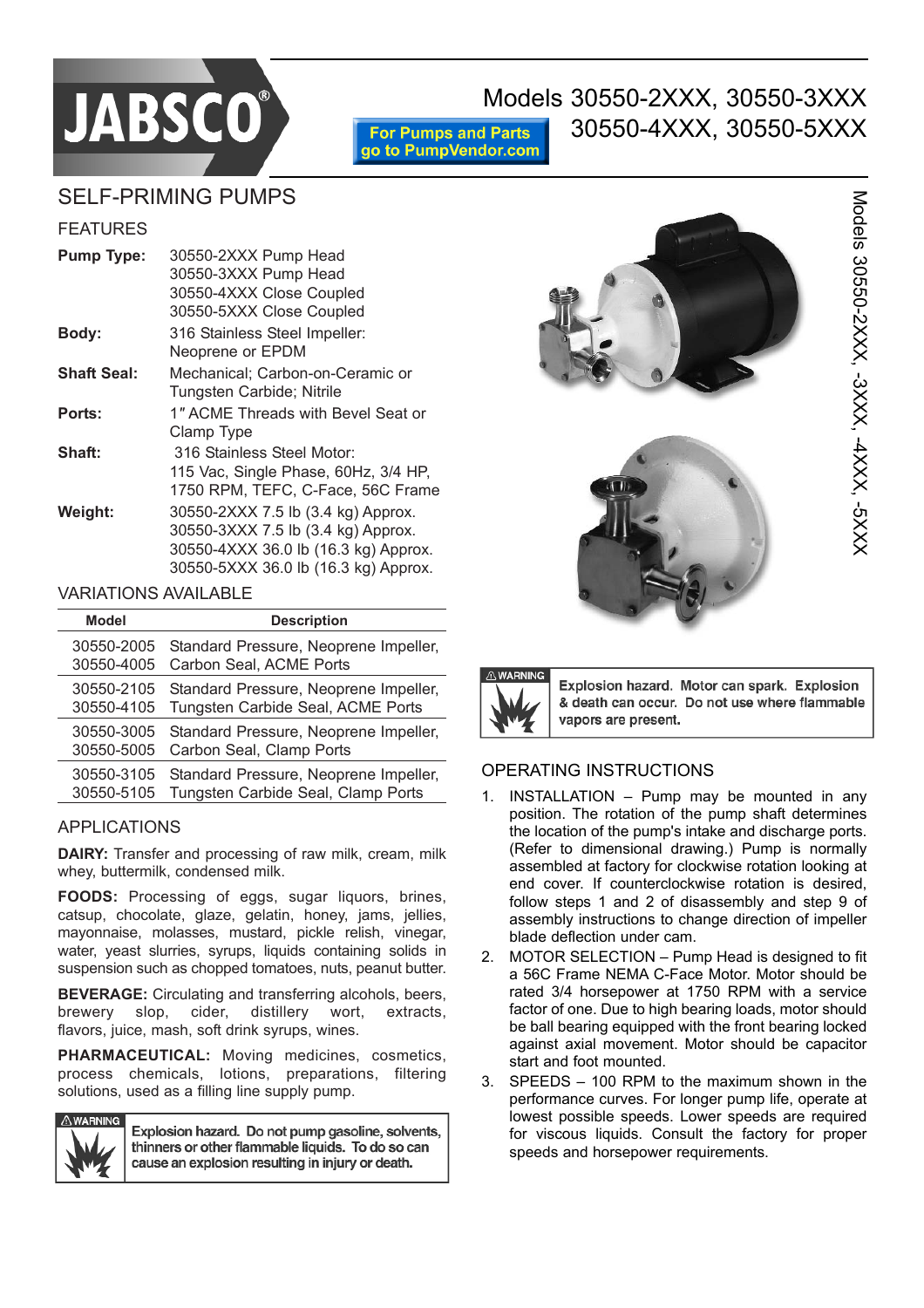# JABSCO®

For Pumps and Parts go to PumpVendor.com

Models 30550-2XXX, 30550-3XXX 30550-4XXX, 30550-5XXX

## SELF-PRIMING PUMPS

### FEATURES

**Pump Type:** 30550-2XXX Pump Head
30550-3XXX Pump Head
30550-4XXX Close Coupled
30550-5XXX Close Coupled

**Body:** 316 Stainless Steel Impeller:
Neoprene or EPDM

**Shaft Seal:** Mechanical; Carbon-on-Ceramic or Tungsten Carbide; Nitrile

**Ports:** 1″ ACME Threads with Bevel Seat or Clamp Type

**Shaft:** 316 Stainless Steel Motor:
115 Vac, Single Phase, 60Hz, 3/4 HP, 1750 RPM, TEFC, C-Face, 56C Frame

**Weight:** 30550-2XXX 7.5 lb (3.4 kg) Approx.
30550-3XXX 7.5 lb (3.4 kg) Approx.
30550-4XXX 36.0 lb (16.3 kg) Approx.
30550-5XXX 36.0 lb (16.3 kg) Approx.

### VARIATIONS AVAILABLE

| Model | Description |
|---|---|
| 30550-2005<br>30550-4005 | Standard Pressure, Neoprene Impeller, Carbon Seal, ACME Ports |
| 30550-2105<br>30550-4105 | Standard Pressure, Neoprene Impeller, Tungsten Carbide Seal, ACME Ports |
| 30550-3005<br>30550-5005 | Standard Pressure, Neoprene Impeller, Carbon Seal, Clamp Ports |
| 30550-3105<br>30550-5105 | Standard Pressure, Neoprene Impeller, Tungsten Carbide Seal, Clamp Ports |

### APPLICATIONS

**DAIRY:** Transfer and processing of raw milk, cream, milk whey, buttermilk, condensed milk.

**FOODS:** Processing of eggs, sugar liquors, brines, catsup, chocolate, glaze, gelatin, honey, jams, jellies, mayonnaise, molasses, mustard, pickle relish, vinegar, water, yeast slurries, syrups, liquids containing solids in suspension such as chopped tomatoes, nuts, peanut butter.

**BEVERAGE:** Circulating and transferring alcohols, beers, brewery slop, cider, distillery wort, extracts, flavors, juice, mash, soft drink syrups, wines.

**PHARMACEUTICAL:** Moving medicines, cosmetics, process chemicals, lotions, preparations, filtering solutions, used as a filling line supply pump.

⚠WARNING **Explosion hazard. Do not pump gasoline, solvents, thinners or other flammable liquids. To do so can cause an explosion resulting in injury or death.**

⚠WARNING **Explosion hazard. Motor can spark. Explosion & death can occur. Do not use where flammable vapors are present.**

### OPERATING INSTRUCTIONS

1. INSTALLATION – Pump may be mounted in any position. The rotation of the pump shaft determines the location of the pump's intake and discharge ports. (Refer to dimensional drawing.) Pump is normally assembled at factory for clockwise rotation looking at end cover. If counterclockwise rotation is desired, follow steps 1 and 2 of disassembly and step 9 of assembly instructions to change direction of impeller blade deflection under cam.
2. MOTOR SELECTION – Pump Head is designed to fit a 56C Frame NEMA C-Face Motor. Motor should be rated 3/4 horsepower at 1750 RPM with a service factor of one. Due to high bearing loads, motor should be ball bearing equipped with the front bearing locked against axial movement. Motor should be capacitor start and foot mounted.
3. SPEEDS – 100 RPM to the maximum shown in the performance curves. For longer pump life, operate at lowest possible speeds. Lower speeds are required for viscous liquids. Consult the factory for proper speeds and horsepower requirements.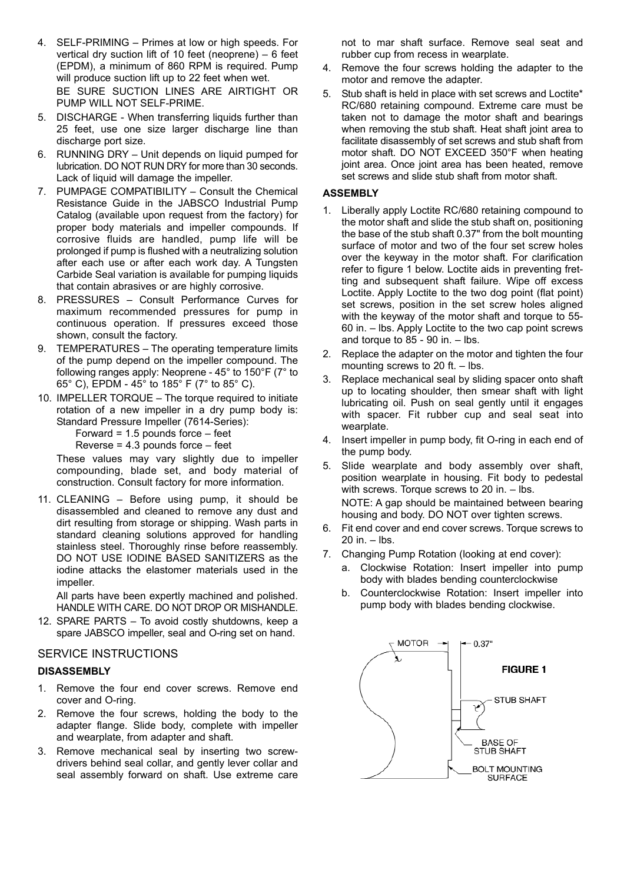4. SELF-PRIMING – Primes at low or high speeds. For vertical dry suction lift of 10 feet (neoprene) – 6 feet (EPDM), a minimum of 860 RPM is required. Pump will produce suction lift up to 22 feet when wet.

   BE SURE SUCTION LINES ARE AIRTIGHT OR PUMP WILL NOT SELF-PRIME.

5. DISCHARGE - When transferring liquids further than 25 feet, use one size larger discharge line than discharge port size.

6. RUNNING DRY – Unit depends on liquid pumped for lubrication. DO NOT RUN DRY for more than 30 seconds. Lack of liquid will damage the impeller.

7. PUMPAGE COMPATIBILITY – Consult the Chemical Resistance Guide in the JABSCO Industrial Pump Catalog (available upon request from the factory) for proper body materials and impeller compounds. If corrosive fluids are handled, pump life will be prolonged if pump is flushed with a neutralizing solution after each use or after each work day. A Tungsten Carbide Seal variation is available for pumping liquids that contain abrasives or are highly corrosive.

8. PRESSURES – Consult Performance Curves for maximum recommended pressures for pump in continuous operation. If pressures exceed those shown, consult the factory.

9. TEMPERATURES – The operating temperature limits of the pump depend on the impeller compound. The following ranges apply: Neoprene - 45° to 150°F (7° to 65° C), EPDM - 45° to 185° F (7° to 85° C).

10. IMPELLER TORQUE – The torque required to initiate rotation of a new impeller in a dry pump body is: Standard Pressure Impeller (7614-Series):

    Forward = 1.5 pounds force – feet

    Reverse = 4.3 pounds force – feet

    These values may vary slightly due to impeller compounding, blade set, and body material of construction. Consult factory for more information.

11. CLEANING – Before using pump, it should be disassembled and cleaned to remove any dust and dirt resulting from storage or shipping. Wash parts in standard cleaning solutions approved for handling stainless steel. Thoroughly rinse before reassembly. DO NOT USE IODINE BASED SANITIZERS as the iodine attacks the elastomer materials used in the impeller.

    All parts have been expertly machined and polished. HANDLE WITH CARE. DO NOT DROP OR MISHANDLE.

12. SPARE PARTS – To avoid costly shutdowns, keep a spare JABSCO impeller, seal and O-ring set on hand.

## SERVICE INSTRUCTIONS

### DISASSEMBLY

1. Remove the four end cover screws. Remove end cover and O-ring.
2. Remove the four screws, holding the body to the adapter flange. Slide body, complete with impeller and wearplate, from adapter and shaft.
3. Remove mechanical seal by inserting two screwdrivers behind seal collar, and gently lever collar and seal assembly forward on shaft. Use extreme care not to mar shaft surface. Remove seal seat and rubber cup from recess in wearplate.
4. Remove the four screws holding the adapter to the motor and remove the adapter.
5. Stub shaft is held in place with set screws and Loctite* RC/680 retaining compound. Extreme care must be taken not to damage the motor shaft and bearings when removing the stub shaft. Heat shaft joint area to facilitate disassembly of set screws and stub shaft from motor shaft. DO NOT EXCEED 350°F when heating joint area. Once joint area has been heated, remove set screws and slide stub shaft from motor shaft.

### ASSEMBLY

1. Liberally apply Loctite RC/680 retaining compound to the motor shaft and slide the stub shaft on, positioning the base of the stub shaft 0.37" from the bolt mounting surface of motor and two of the four set screw holes over the keyway in the motor shaft. For clarification refer to figure 1 below. Loctite aids in preventing fretting and subsequent shaft failure. Wipe off excess Loctite. Apply Loctite to the two dog point (flat point) set screws, position in the set screw holes aligned with the keyway of the motor shaft and torque to 55-60 in. – lbs. Apply Loctite to the two cap point screws and torque to 85 - 90 in. – lbs.
2. Replace the adapter on the motor and tighten the four mounting screws to 20 ft. – lbs.
3. Replace mechanical seal by sliding spacer onto shaft up to locating shoulder, then smear shaft with light lubricating oil. Push on seal gently until it engages with spacer. Fit rubber cup and seal seat into wearplate.
4. Insert impeller in pump body, fit O-ring in each end of the pump body.
5. Slide wearplate and body assembly over shaft, position wearplate in housing. Fit body to pedestal with screws. Torque screws to 20 in. – lbs.

   NOTE: A gap should be maintained between bearing housing and body. DO NOT over tighten screws.

6. Fit end cover and end cover screws. Torque screws to 20 in. – lbs.
7. Changing Pump Rotation (looking at end cover):
   a. Clockwise Rotation: Insert impeller into pump body with blades bending counterclockwise
   b. Counterclockwise Rotation: Insert impeller into pump body with blades bending clockwise.

MOTOR | 0.37" | STUB SHAFT | BASE OF STUB SHAFT | BOLT MOUNTING SURFACE

**FIGURE 1**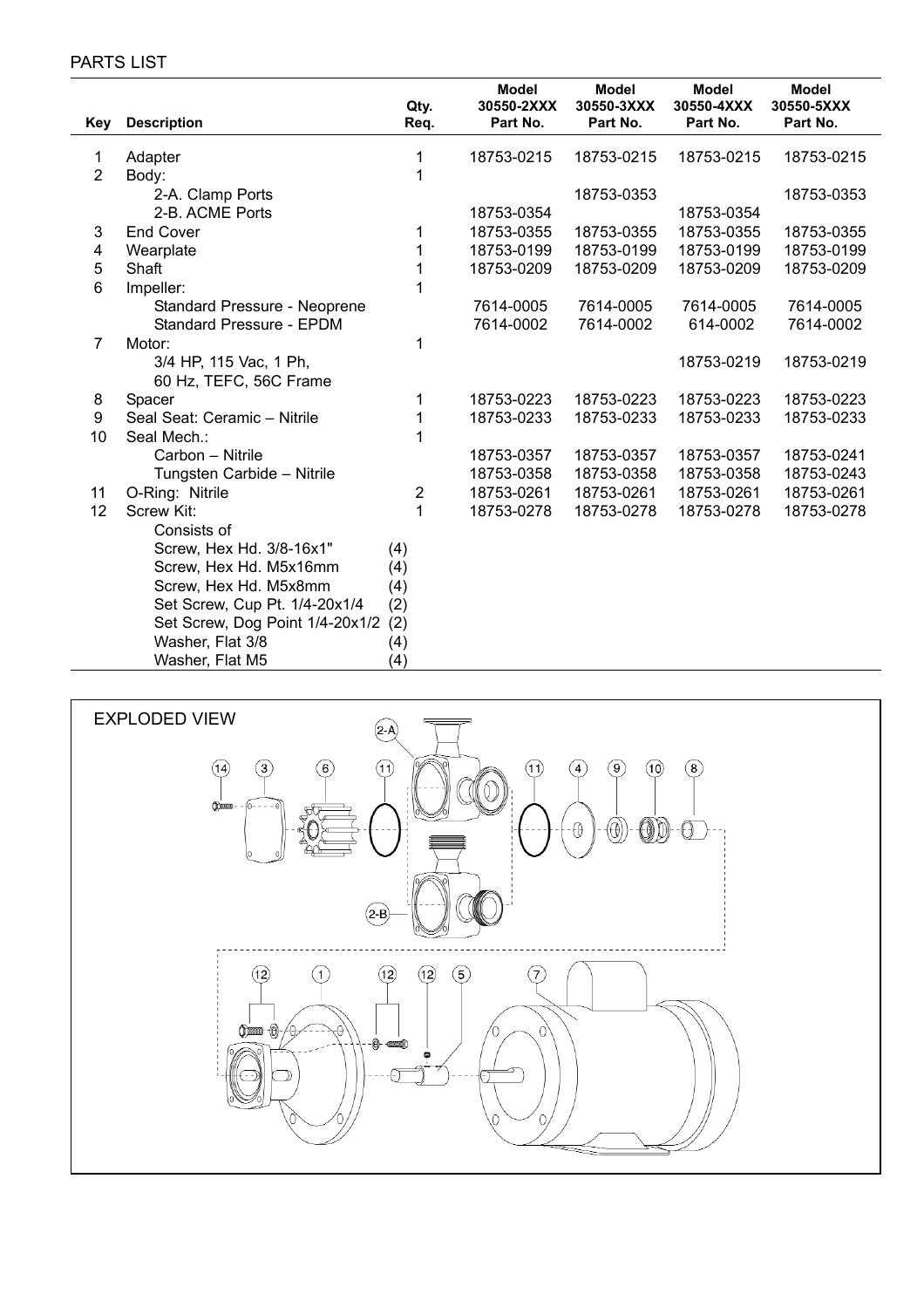## PARTS LIST

| Key | Description | Qty. Req. | Model 30550-2XXX Part No. | Model 30550-3XXX Part No. | Model 30550-4XXX Part No. | Model 30550-5XXX Part No. |
|---|---|---|---|---|---|---|
| 1 | Adapter | 1 | 18753-0215 | 18753-0215 | 18753-0215 | 18753-0215 |
| 2 | Body: | 1 | | | | |
| | 2-A. Clamp Ports | | | 18753-0353 | | 18753-0353 |
| | 2-B. ACME Ports | | 18753-0354 | | 18753-0354 | |
| 3 | End Cover | 1 | 18753-0355 | 18753-0355 | 18753-0355 | 18753-0355 |
| 4 | Wearplate | 1 | 18753-0199 | 18753-0199 | 18753-0199 | 18753-0199 |
| 5 | Shaft | 1 | 18753-0209 | 18753-0209 | 18753-0209 | 18753-0209 |
| 6 | Impeller: | 1 | | | | |
| | Standard Pressure - Neoprene | | 7614-0005 | 7614-0005 | 7614-0005 | 7614-0005 |
| | Standard Pressure - EPDM | | 7614-0002 | 7614-0002 | 614-0002 | 7614-0002 |
| 7 | Motor: | 1 | | | | |
| | 3/4 HP, 115 Vac, 1 Ph, 60 Hz, TEFC, 56C Frame | | | | 18753-0219 | 18753-0219 |
| 8 | Spacer | 1 | 18753-0223 | 18753-0223 | 18753-0223 | 18753-0223 |
| 9 | Seal Seat: Ceramic – Nitrile | 1 | 18753-0233 | 18753-0233 | 18753-0233 | 18753-0233 |
| 10 | Seal Mech.: | 1 | | | | |
| | Carbon – Nitrile | | 18753-0357 | 18753-0357 | 18753-0357 | 18753-0241 |
| | Tungsten Carbide – Nitrile | | 18753-0358 | 18753-0358 | 18753-0358 | 18753-0243 |
| 11 | O-Ring: Nitrile | 2 | 18753-0261 | 18753-0261 | 18753-0261 | 18753-0261 |
| 12 | Screw Kit: | 1 | 18753-0278 | 18753-0278 | 18753-0278 | 18753-0278 |
| | Consists of | | | | | |
| | Screw, Hex Hd. 3/8-16x1" | (4) | | | | |
| | Screw, Hex Hd. M5x16mm | (4) | | | | |
| | Screw, Hex Hd. M5x8mm | (4) | | | | |
| | Set Screw, Cup Pt. 1/4-20x1/4 | (2) | | | | |
| | Set Screw, Dog Point 1/4-20x1/2 | (2) | | | | |
| | Washer, Flat 3/8 | (4) | | | | |
| | Washer, Flat M5 | (4) | | | | |

## EXPLODED VIEW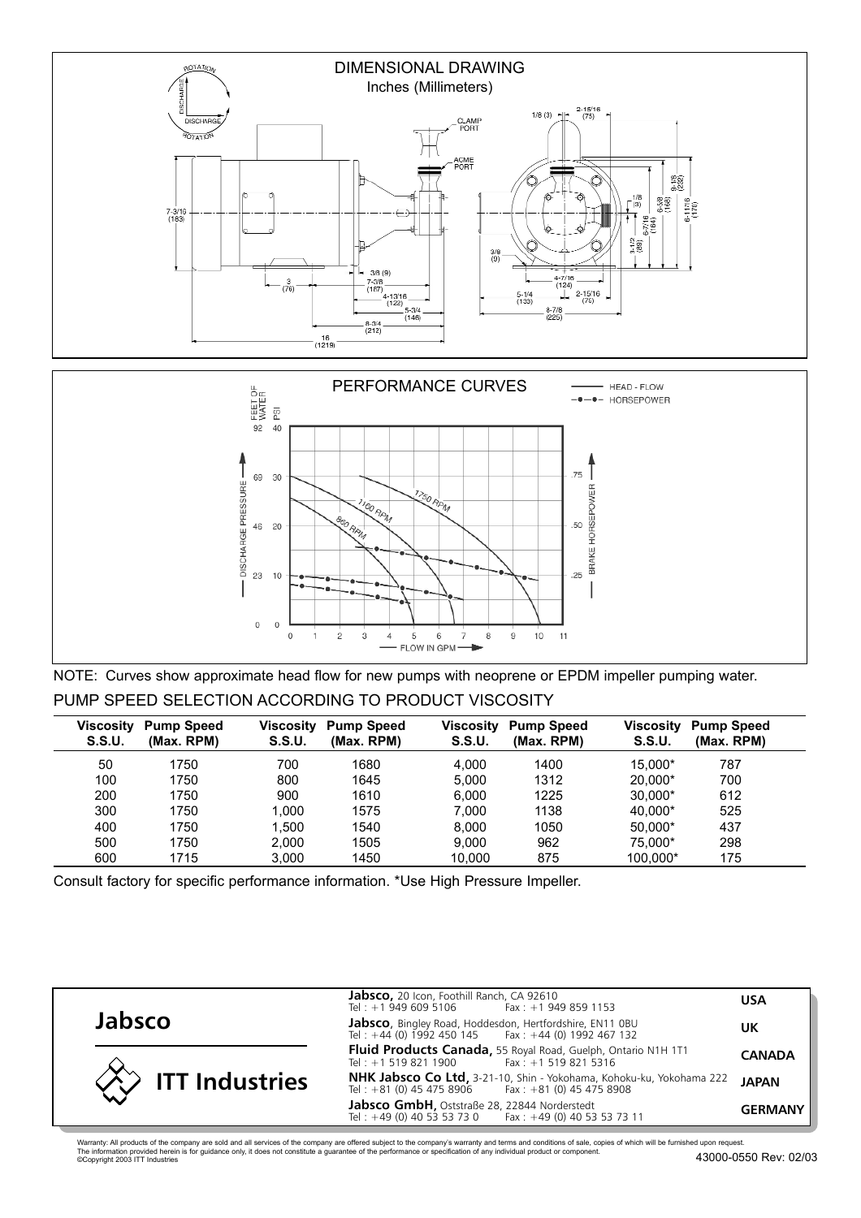## DIMENSIONAL DRAWING

Inches (Millimeters)

ROTATION
DISCHARGE
DISCHARGE
ROTATION
CLAMP PORT
ACME PORT
1/8 (3)
2-15/16 (75)
7-3/16 (183)
3 (76)
3/8 (9)
7-3/8 (187)
4-13/16 (122)
5-3/4 (146)
8-3/4 (212)
16 (1219)
1/8 (3)
6-5/8 (168)
6-7/16 (164)
9-1/8 (232)
6-11/16 (170)
3-1/2 (89)
3/8 (9)
4-7/16 (124)
5-1/4 (133)
2-15/16 (75)
8-7/8 (225)

## PERFORMANCE CURVES

HEAD - FLOW
HORSEPOWER
FEET OF WATER
PSI
DISCHARGE PRESSURE
BRAKE HORSEPOWER
92 40
69 30
46 20
23 10
0 0
.75
.50
.25
1750 RPM
1160 RPM
860 RPM
0 1 2 3 4 5 6 7 8 9 10 11
FLOW IN GPM

NOTE: Curves show approximate head flow for new pumps with neoprene or EPDM impeller pumping water.

## PUMP SPEED SELECTION ACCORDING TO PRODUCT VISCOSITY

| Viscosity S.S.U. | Pump Speed (Max. RPM) | Viscosity S.S.U. | Pump Speed (Max. RPM) | Viscosity S.S.U. | Pump Speed (Max. RPM) | Viscosity S.S.U. | Pump Speed (Max. RPM) |
|---|---|---|---|---|---|---|---|
| 50 | 1750 | 700 | 1680 | 4,000 | 1400 | 15,000* | 787 |
| 100 | 1750 | 800 | 1645 | 5,000 | 1312 | 20,000* | 700 |
| 200 | 1750 | 900 | 1610 | 6,000 | 1225 | 30,000* | 612 |
| 300 | 1750 | 1,000 | 1575 | 7,000 | 1138 | 40,000* | 525 |
| 400 | 1750 | 1,500 | 1540 | 8,000 | 1050 | 50,000* | 437 |
| 500 | 1750 | 2,000 | 1505 | 9,000 | 962 | 75,000* | 298 |
| 600 | 1715 | 3,000 | 1450 | 10,000 | 875 | 100,000* | 175 |

Consult factory for specific performance information. *Use High Pressure Impeller.

**Jabsco**

**ITT Industries**

| | |
|---|---|
| **Jabsco,** 20 Icon, Foothill Ranch, CA 92610<br>Tel : +1 949 609 5106 Fax : +1 949 859 1153 | **USA** |
| **Jabsco**, Bingley Road, Hoddesdon, Hertfordshire, EN11 0BU<br>Tel : +44 (0) 1992 450 145 Fax : +44 (0) 1992 467 132 | **UK** |
| **Fluid Products Canada,** 55 Royal Road, Guelph, Ontario N1H 1T1<br>Tel : +1 519 821 1900 Fax : +1 519 821 5316 | **CANADA** |
| **NHK Jabsco Co Ltd,** 3-21-10, Shin - Yokohama, Kohoku-ku, Yokohama 222<br>Tel : +81 (0) 45 475 8906 Fax : +81 (0) 45 475 8908 | **JAPAN** |
| **Jabsco GmbH,** Oststraße 28, 22844 Norderstedt<br>Tel : +49 (0) 40 53 53 73 0 Fax : +49 (0) 40 53 53 73 11 | **GERMANY** |

Warranty: All products of the company are sold and all services of the company are offered subject to the company's warranty and terms and conditions of sale, copies of which will be furnished upon request.
The information provided herein is for guidance only, it does not constitute a guarantee of the performance or specification of any individual product or component.
©Copyright 2003 ITT Industries

43000-0550 Rev: 02/03